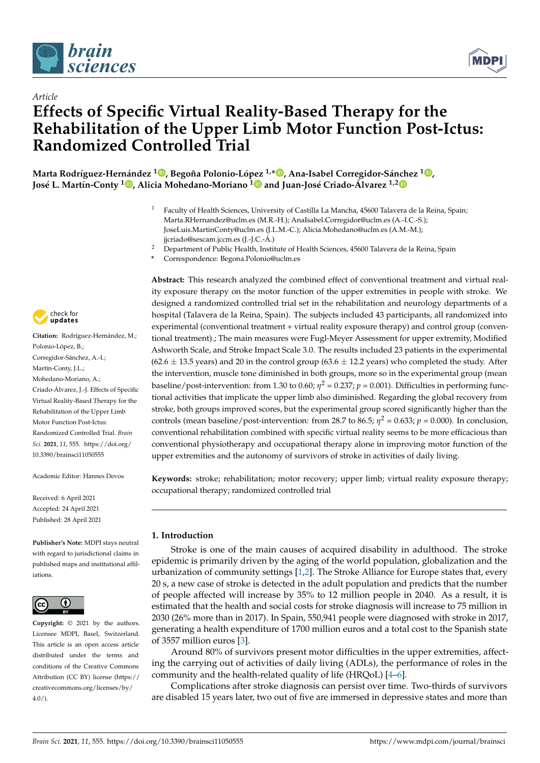*Article*

# Effects of Specific Virtual Reality-Based Therapy for the Rehabilitation of the Upper Limb Motor Function Post-Ictus: Randomized Controlled Trial

**Marta Rodríguez-Hernández [1], Begoña Polonio-López [1,*], Ana-Isabel Corregidor-Sánchez [1], José L. Martín-Conty [1], Alicia Mohedano-Moriano [1] and Juan-José Criado-Álvarez [1,2]**

[1] Faculty of Health Sciences, University of Castilla La Mancha, 45600 Talavera de la Reina, Spain; Marta.RHernandez@uclm.es (M.R.-H.); AnaIsabel.Corregidor@uclm.es (A.-I.C.-S.); JoseLuis.MartinConty@uclm.es (J.L.M.-C.); Alicia.Mohedano@uclm.es (A.M.-M.); jjcriado@sescam.jccm.es (J.-J.C.-Á.)

[2] Department of Public Health, Institute of Health Sciences, 45600 Talavera de la Reina, Spain

[*] Correspondence: Begona.Polonio@uclm.es

**Citation:** Rodríguez-Hernández, M.; Polonio-López, B.; Corregidor-Sánchez, A.-I.; Martín-Conty, J.L.; Mohedano-Moriano, A.; Criado-Álvarez, J.-J. Effects of Specific Virtual Reality-Based Therapy for the Rehabilitation of the Upper Limb Motor Function Post-Ictus: Randomized Controlled Trial. *Brain Sci.* **2021**, *11*, 555. https://doi.org/10.3390/brainsci11050555

Academic Editor: Hannes Devos

Received: 6 April 2021
Accepted: 24 April 2021
Published: 28 April 2021

**Publisher's Note:** MDPI stays neutral with regard to jurisdictional claims in published maps and institutional affiliations.

**Copyright:** © 2021 by the authors. Licensee MDPI, Basel, Switzerland. This article is an open access article distributed under the terms and conditions of the Creative Commons Attribution (CC BY) license (https://creativecommons.org/licenses/by/4.0/).

**Abstract:** This research analyzed the combined effect of conventional treatment and virtual reality exposure therapy on the motor function of the upper extremities in people with stroke. We designed a randomized controlled trial set in the rehabilitation and neurology departments of a hospital (Talavera de la Reina, Spain). The subjects included 43 participants, all randomized into experimental (conventional treatment + virtual reality exposure therapy) and control group (conventional treatment).; The main measures were Fugl-Meyer Assessment for upper extremity, Modified Ashworth Scale, and Stroke Impact Scale 3.0. The results included 23 patients in the experimental (62.6 ± 13.5 years) and 20 in the control group (63.6 ± 12.2 years) who completed the study. After the intervention, muscle tone diminished in both groups, more so in the experimental group (mean baseline/post-intervention: from 1.30 to 0.60; $\eta^2$ = 0.237; $p$ = 0.001). Difficulties in performing functional activities that implicate the upper limb also diminished. Regarding the global recovery from stroke, both groups improved scores, but the experimental group scored significantly higher than the controls (mean baseline/post-intervention: from 28.7 to 86.5; $\eta^2$ = 0.633; $p$ = 0.000). In conclusion, conventional rehabilitation combined with specific virtual reality seems to be more efficacious than conventional physiotherapy and occupational therapy alone in improving motor function of the upper extremities and the autonomy of survivors of stroke in activities of daily living.

**Keywords:** stroke; rehabilitation; motor recovery; upper limb; virtual reality exposure therapy; occupational therapy; randomized controlled trial

## 1. Introduction

Stroke is one of the main causes of acquired disability in adulthood. The stroke epidemic is primarily driven by the aging of the world population, globalization and the urbanization of community settings [1,2]. The Stroke Alliance for Europe states that, every 20 s, a new case of stroke is detected in the adult population and predicts that the number of people affected will increase by 35% to 12 million people in 2040. As a result, it is estimated that the health and social costs for stroke diagnosis will increase to 75 million in 2030 (26% more than in 2017). In Spain, 550,941 people were diagnosed with stroke in 2017, generating a health expenditure of 1700 million euros and a total cost to the Spanish state of 3557 million euros [3].

Around 80% of survivors present motor difficulties in the upper extremities, affecting the carrying out of activities of daily living (ADLs), the performance of roles in the community and the health-related quality of life (HRQoL) [4–6].

Complications after stroke diagnosis can persist over time. Two-thirds of survivors are disabled 15 years later, two out of five are immersed in depressive states and more than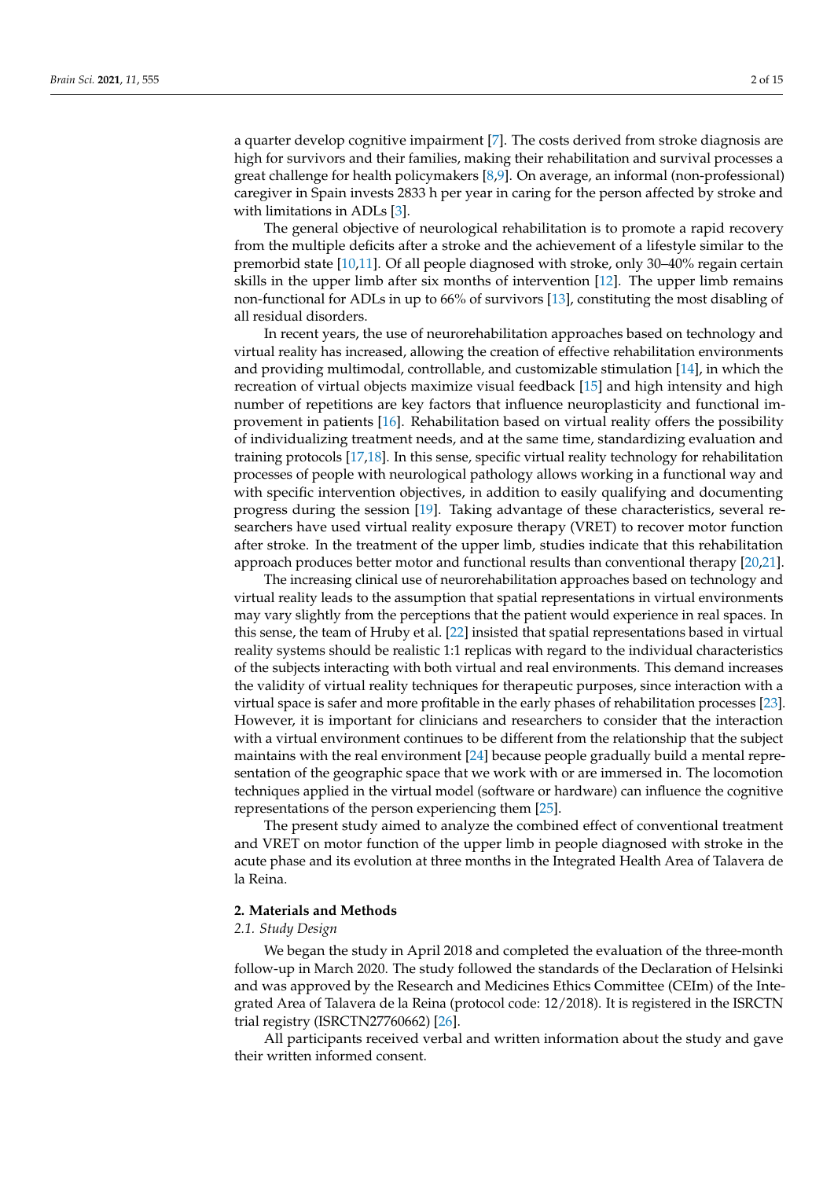a quarter develop cognitive impairment [7]. The costs derived from stroke diagnosis are high for survivors and their families, making their rehabilitation and survival processes a great challenge for health policymakers [8,9]. On average, an informal (non-professional) caregiver in Spain invests 2833 h per year in caring for the person affected by stroke and with limitations in ADLs [3].

The general objective of neurological rehabilitation is to promote a rapid recovery from the multiple deficits after a stroke and the achievement of a lifestyle similar to the premorbid state [10,11]. Of all people diagnosed with stroke, only 30–40% regain certain skills in the upper limb after six months of intervention [12]. The upper limb remains non-functional for ADLs in up to 66% of survivors [13], constituting the most disabling of all residual disorders.

In recent years, the use of neurorehabilitation approaches based on technology and virtual reality has increased, allowing the creation of effective rehabilitation environments and providing multimodal, controllable, and customizable stimulation [14], in which the recreation of virtual objects maximize visual feedback [15] and high intensity and high number of repetitions are key factors that influence neuroplasticity and functional improvement in patients [16]. Rehabilitation based on virtual reality offers the possibility of individualizing treatment needs, and at the same time, standardizing evaluation and training protocols [17,18]. In this sense, specific virtual reality technology for rehabilitation processes of people with neurological pathology allows working in a functional way and with specific intervention objectives, in addition to easily qualifying and documenting progress during the session [19]. Taking advantage of these characteristics, several researchers have used virtual reality exposure therapy (VRET) to recover motor function after stroke. In the treatment of the upper limb, studies indicate that this rehabilitation approach produces better motor and functional results than conventional therapy [20,21].

The increasing clinical use of neurorehabilitation approaches based on technology and virtual reality leads to the assumption that spatial representations in virtual environments may vary slightly from the perceptions that the patient would experience in real spaces. In this sense, the team of Hruby et al. [22] insisted that spatial representations based in virtual reality systems should be realistic 1:1 replicas with regard to the individual characteristics of the subjects interacting with both virtual and real environments. This demand increases the validity of virtual reality techniques for therapeutic purposes, since interaction with a virtual space is safer and more profitable in the early phases of rehabilitation processes [23]. However, it is important for clinicians and researchers to consider that the interaction with a virtual environment continues to be different from the relationship that the subject maintains with the real environment [24] because people gradually build a mental representation of the geographic space that we work with or are immersed in. The locomotion techniques applied in the virtual model (software or hardware) can influence the cognitive representations of the person experiencing them [25].

The present study aimed to analyze the combined effect of conventional treatment and VRET on motor function of the upper limb in people diagnosed with stroke in the acute phase and its evolution at three months in the Integrated Health Area of Talavera de la Reina.

## 2. Materials and Methods

### 2.1. Study Design

We began the study in April 2018 and completed the evaluation of the three-month follow-up in March 2020. The study followed the standards of the Declaration of Helsinki and was approved by the Research and Medicines Ethics Committee (CEIm) of the Integrated Area of Talavera de la Reina (protocol code: 12/2018). It is registered in the ISRCTN trial registry (ISRCTN27760662) [26].

All participants received verbal and written information about the study and gave their written informed consent.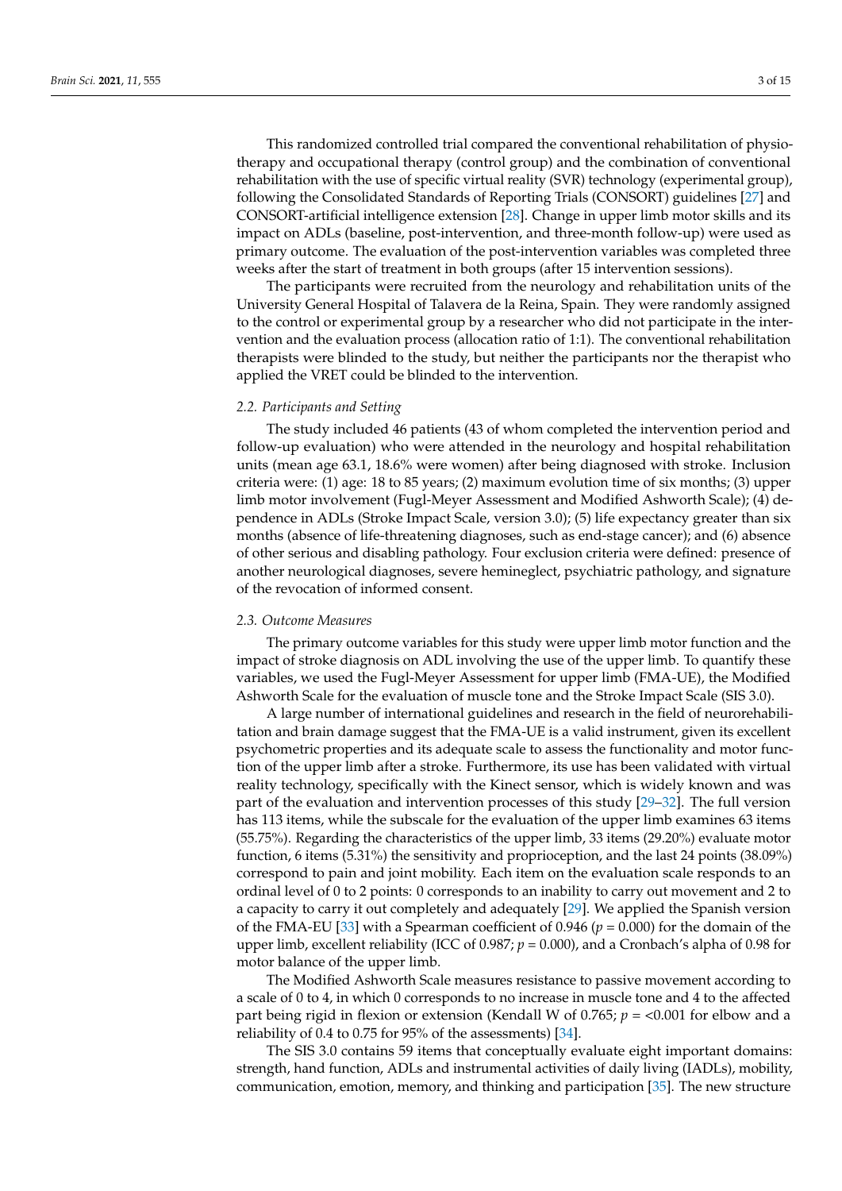This randomized controlled trial compared the conventional rehabilitation of physiotherapy and occupational therapy (control group) and the combination of conventional rehabilitation with the use of specific virtual reality (SVR) technology (experimental group), following the Consolidated Standards of Reporting Trials (CONSORT) guidelines [27] and CONSORT-artificial intelligence extension [28]. Change in upper limb motor skills and its impact on ADLs (baseline, post-intervention, and three-month follow-up) were used as primary outcome. The evaluation of the post-intervention variables was completed three weeks after the start of treatment in both groups (after 15 intervention sessions).

The participants were recruited from the neurology and rehabilitation units of the University General Hospital of Talavera de la Reina, Spain. They were randomly assigned to the control or experimental group by a researcher who did not participate in the intervention and the evaluation process (allocation ratio of 1:1). The conventional rehabilitation therapists were blinded to the study, but neither the participants nor the therapist who applied the VRET could be blinded to the intervention.

### *2.2. Participants and Setting*

The study included 46 patients (43 of whom completed the intervention period and follow-up evaluation) who were attended in the neurology and hospital rehabilitation units (mean age 63.1, 18.6% were women) after being diagnosed with stroke. Inclusion criteria were: (1) age: 18 to 85 years; (2) maximum evolution time of six months; (3) upper limb motor involvement (Fugl-Meyer Assessment and Modified Ashworth Scale); (4) dependence in ADLs (Stroke Impact Scale, version 3.0); (5) life expectancy greater than six months (absence of life-threatening diagnoses, such as end-stage cancer); and (6) absence of other serious and disabling pathology. Four exclusion criteria were defined: presence of another neurological diagnoses, severe hemineglect, psychiatric pathology, and signature of the revocation of informed consent.

### *2.3. Outcome Measures*

The primary outcome variables for this study were upper limb motor function and the impact of stroke diagnosis on ADL involving the use of the upper limb. To quantify these variables, we used the Fugl-Meyer Assessment for upper limb (FMA-UE), the Modified Ashworth Scale for the evaluation of muscle tone and the Stroke Impact Scale (SIS 3.0).

A large number of international guidelines and research in the field of neurorehabilitation and brain damage suggest that the FMA-UE is a valid instrument, given its excellent psychometric properties and its adequate scale to assess the functionality and motor function of the upper limb after a stroke. Furthermore, its use has been validated with virtual reality technology, specifically with the Kinect sensor, which is widely known and was part of the evaluation and intervention processes of this study [29–32]. The full version has 113 items, while the subscale for the evaluation of the upper limb examines 63 items (55.75%). Regarding the characteristics of the upper limb, 33 items (29.20%) evaluate motor function, 6 items (5.31%) the sensitivity and proprioception, and the last 24 points (38.09%) correspond to pain and joint mobility. Each item on the evaluation scale responds to an ordinal level of 0 to 2 points: 0 corresponds to an inability to carry out movement and 2 to a capacity to carry it out completely and adequately [29]. We applied the Spanish version of the FMA-EU [33] with a Spearman coefficient of 0.946 ($p$ = 0.000) for the domain of the upper limb, excellent reliability (ICC of 0.987; $p$ = 0.000), and a Cronbach's alpha of 0.98 for motor balance of the upper limb.

The Modified Ashworth Scale measures resistance to passive movement according to a scale of 0 to 4, in which 0 corresponds to no increase in muscle tone and 4 to the affected part being rigid in flexion or extension (Kendall W of 0.765; $p$ = <0.001 for elbow and a reliability of 0.4 to 0.75 for 95% of the assessments) [34].

The SIS 3.0 contains 59 items that conceptually evaluate eight important domains: strength, hand function, ADLs and instrumental activities of daily living (IADLs), mobility, communication, emotion, memory, and thinking and participation [35]. The new structure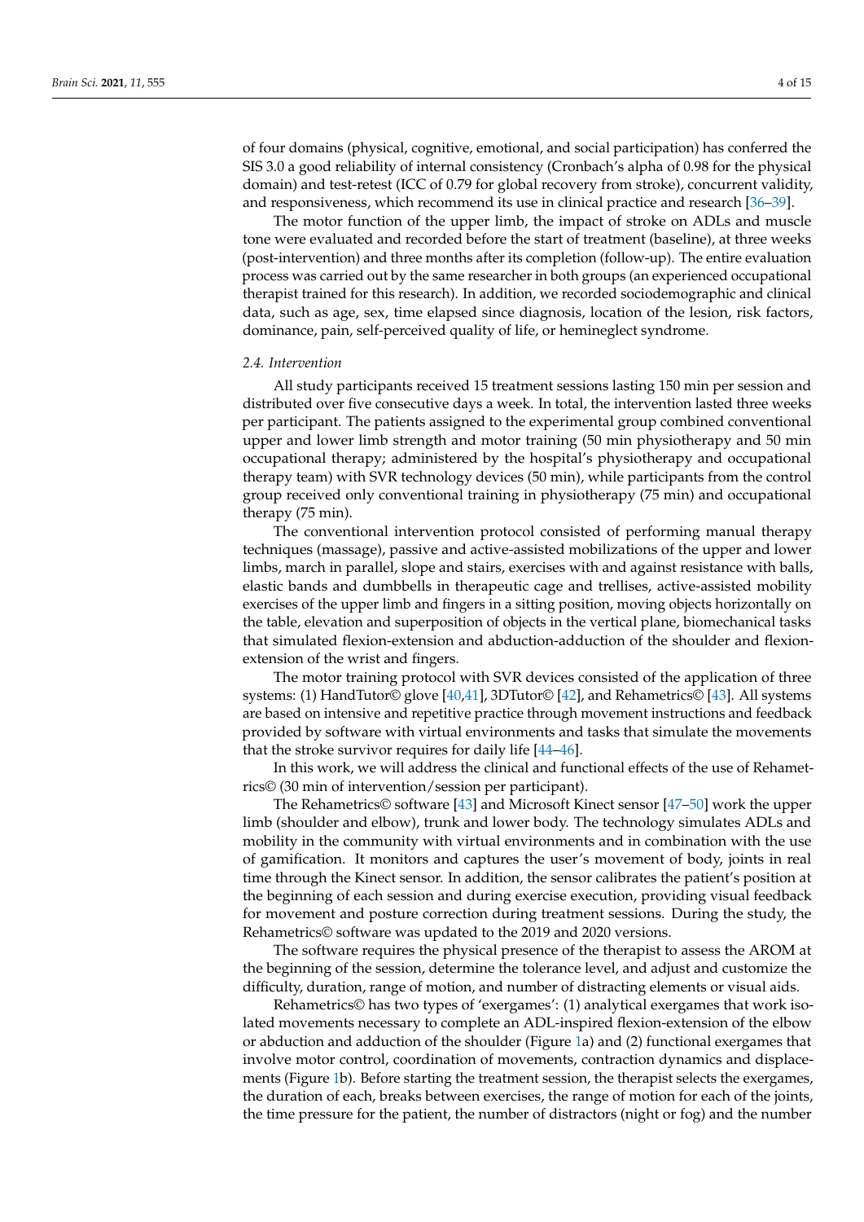of four domains (physical, cognitive, emotional, and social participation) has conferred the SIS 3.0 a good reliability of internal consistency (Cronbach's alpha of 0.98 for the physical domain) and test-retest (ICC of 0.79 for global recovery from stroke), concurrent validity, and responsiveness, which recommend its use in clinical practice and research [36–39].

The motor function of the upper limb, the impact of stroke on ADLs and muscle tone were evaluated and recorded before the start of treatment (baseline), at three weeks (post-intervention) and three months after its completion (follow-up). The entire evaluation process was carried out by the same researcher in both groups (an experienced occupational therapist trained for this research). In addition, we recorded sociodemographic and clinical data, such as age, sex, time elapsed since diagnosis, location of the lesion, risk factors, dominance, pain, self-perceived quality of life, or hemineglect syndrome.

### 2.4. Intervention

All study participants received 15 treatment sessions lasting 150 min per session and distributed over five consecutive days a week. In total, the intervention lasted three weeks per participant. The patients assigned to the experimental group combined conventional upper and lower limb strength and motor training (50 min physiotherapy and 50 min occupational therapy; administered by the hospital's physiotherapy and occupational therapy team) with SVR technology devices (50 min), while participants from the control group received only conventional training in physiotherapy (75 min) and occupational therapy (75 min).

The conventional intervention protocol consisted of performing manual therapy techniques (massage), passive and active-assisted mobilizations of the upper and lower limbs, march in parallel, slope and stairs, exercises with and against resistance with balls, elastic bands and dumbbells in therapeutic cage and trellises, active-assisted mobility exercises of the upper limb and fingers in a sitting position, moving objects horizontally on the table, elevation and superposition of objects in the vertical plane, biomechanical tasks that simulated flexion-extension and abduction-adduction of the shoulder and flexion-extension of the wrist and fingers.

The motor training protocol with SVR devices consisted of the application of three systems: (1) HandTutor© glove [40,41], 3DTutor© [42], and Rehametrics© [43]. All systems are based on intensive and repetitive practice through movement instructions and feedback provided by software with virtual environments and tasks that simulate the movements that the stroke survivor requires for daily life [44–46].

In this work, we will address the clinical and functional effects of the use of Rehametrics© (30 min of intervention/session per participant).

The Rehametrics© software [43] and Microsoft Kinect sensor [47–50] work the upper limb (shoulder and elbow), trunk and lower body. The technology simulates ADLs and mobility in the community with virtual environments and in combination with the use of gamification. It monitors and captures the user's movement of body, joints in real time through the Kinect sensor. In addition, the sensor calibrates the patient's position at the beginning of each session and during exercise execution, providing visual feedback for movement and posture correction during treatment sessions. During the study, the Rehametrics© software was updated to the 2019 and 2020 versions.

The software requires the physical presence of the therapist to assess the AROM at the beginning of the session, determine the tolerance level, and adjust and customize the difficulty, duration, range of motion, and number of distracting elements or visual aids.

Rehametrics© has two types of 'exergames': (1) analytical exergames that work isolated movements necessary to complete an ADL-inspired flexion-extension of the elbow or abduction and adduction of the shoulder (Figure 1a) and (2) functional exergames that involve motor control, coordination of movements, contraction dynamics and displacements (Figure 1b). Before starting the treatment session, the therapist selects the exergames, the duration of each, breaks between exercises, the range of motion for each of the joints, the time pressure for the patient, the number of distractors (night or fog) and the number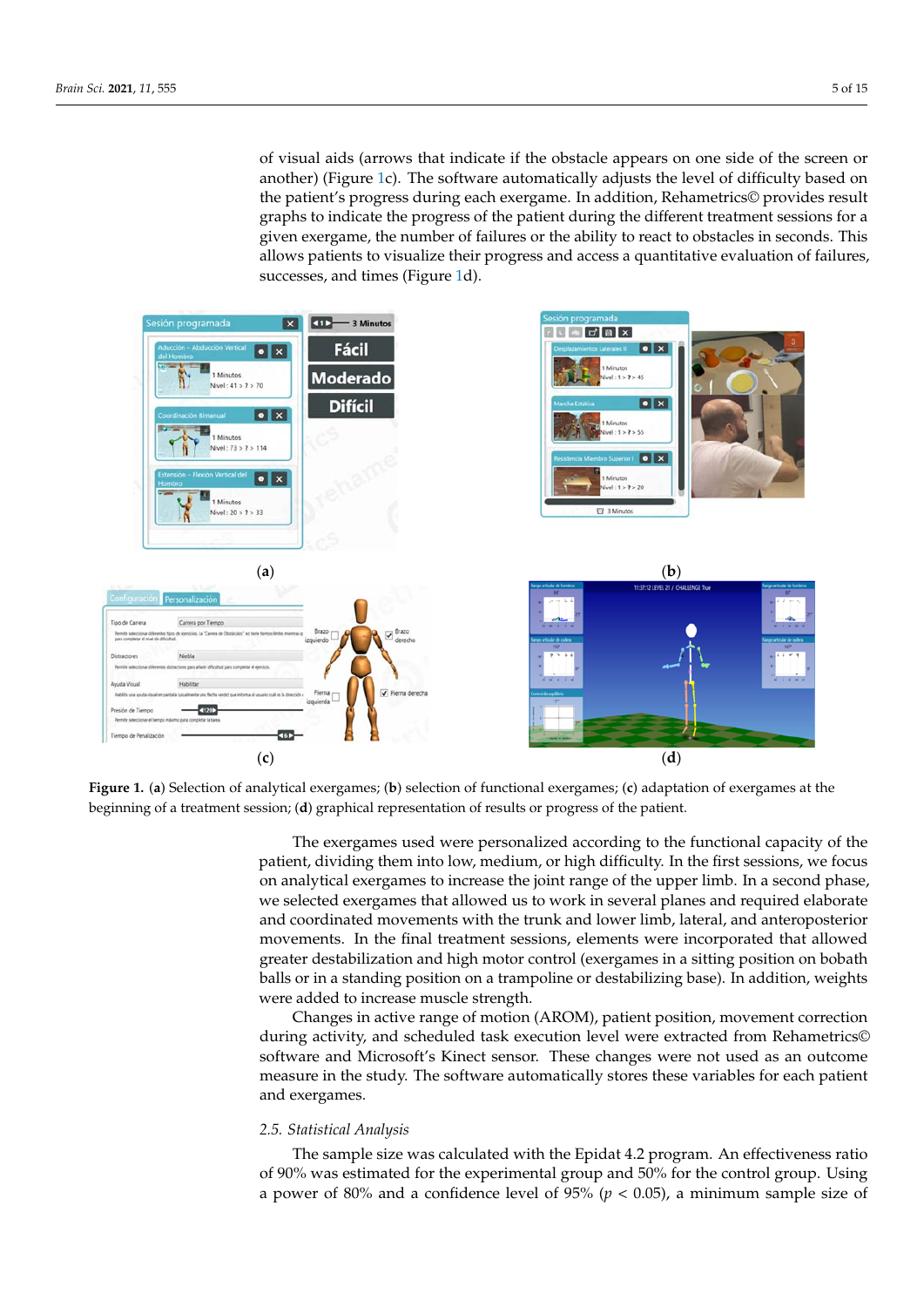of visual aids (arrows that indicate if the obstacle appears on one side of the screen or another) (Figure 1c). The software automatically adjusts the level of difficulty based on the patient's progress during each exergame. In addition, Rehametrics© provides result graphs to indicate the progress of the patient during the different treatment sessions for a given exergame, the number of failures or the ability to react to obstacles in seconds. This allows patients to visualize their progress and access a quantitative evaluation of failures, successes, and times (Figure 1d).

**Figure 1.** (**a**) Selection of analytical exergames; (**b**) selection of functional exergames; (**c**) adaptation of exergames at the beginning of a treatment session; (**d**) graphical representation of results or progress of the patient.

The exergames used were personalized according to the functional capacity of the patient, dividing them into low, medium, or high difficulty. In the first sessions, we focus on analytical exergames to increase the joint range of the upper limb. In a second phase, we selected exergames that allowed us to work in several planes and required elaborate and coordinated movements with the trunk and lower limb, lateral, and anteroposterior movements. In the final treatment sessions, elements were incorporated that allowed greater destabilization and high motor control (exergames in a sitting position on bobath balls or in a standing position on a trampoline or destabilizing base). In addition, weights were added to increase muscle strength.

Changes in active range of motion (AROM), patient position, movement correction during activity, and scheduled task execution level were extracted from Rehametrics© software and Microsoft's Kinect sensor. These changes were not used as an outcome measure in the study. The software automatically stores these variables for each patient and exergames.

### 2.5. Statistical Analysis

The sample size was calculated with the Epidat 4.2 program. An effectiveness ratio of 90% was estimated for the experimental group and 50% for the control group. Using a power of 80% and a confidence level of 95% ($p < 0.05$), a minimum sample size of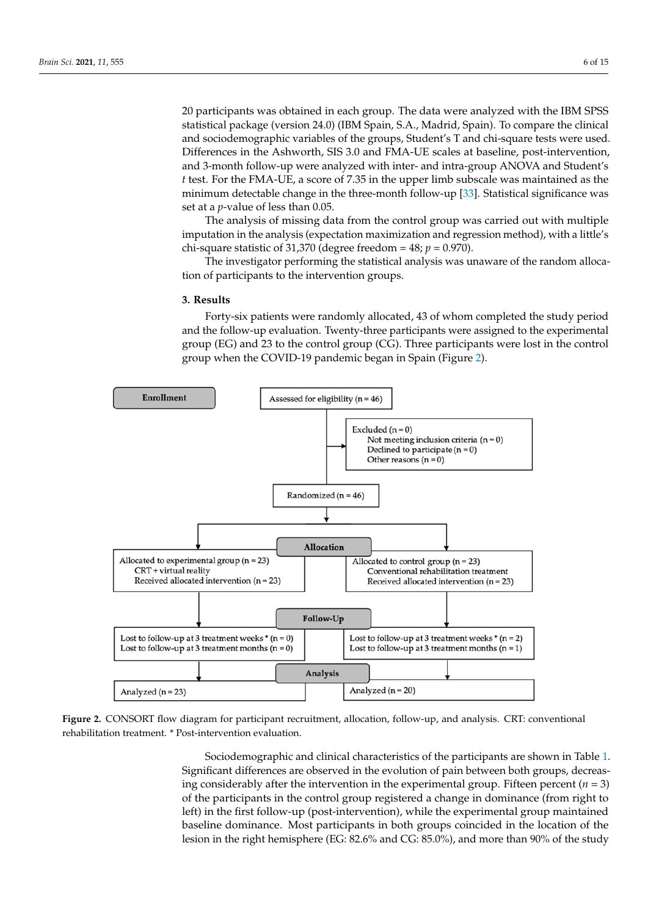20 participants was obtained in each group. The data were analyzed with the IBM SPSS statistical package (version 24.0) (IBM Spain, S.A., Madrid, Spain). To compare the clinical and sociodemographic variables of the groups, Student's T and chi-square tests were used. Differences in the Ashworth, SIS 3.0 and FMA-UE scales at baseline, post-intervention, and 3-month follow-up were analyzed with inter- and intra-group ANOVA and Student's *t* test. For the FMA-UE, a score of 7.35 in the upper limb subscale was maintained as the minimum detectable change in the three-month follow-up [33]. Statistical significance was set at a $p$-value of less than 0.05.

The analysis of missing data from the control group was carried out with multiple imputation in the analysis (expectation maximization and regression method), with a little's chi-square statistic of 31,370 (degree freedom = 48; $p = 0.970$).

The investigator performing the statistical analysis was unaware of the random allocation of participants to the intervention groups.

## 3. Results

Forty-six patients were randomly allocated, 43 of whom completed the study period and the follow-up evaluation. Twenty-three participants were assigned to the experimental group (EG) and 23 to the control group (CG). Three participants were lost in the control group when the COVID-19 pandemic began in Spain (Figure 2).

**Enrollment**

Assessed for eligibility (n = 46)

Excluded (n = 0)
- Not meeting inclusion criteria (n = 0)
- Declined to participate (n = 0)
- Other reasons (n = 0)

Randomized (n = 46)

**Allocation**

| Allocated to experimental group (n = 23) | Allocated to control group (n = 23) |
| --- | --- |
| CRT + virtual reality | Conventional rehabilitation treatment |
| Received allocated intervention (n = 23) | Received allocated intervention (n = 23) |

**Follow-Up**

| Experimental group | Control group |
| --- | --- |
| Lost to follow-up at 3 treatment weeks * (n = 0) | Lost to follow-up at 3 treatment weeks * (n = 2) |
| Lost to follow-up at 3 treatment months (n = 0) | Lost to follow-up at 3 treatment months (n = 1) |

**Analysis**

| Experimental group | Control group |
| --- | --- |
| Analyzed (n = 23) | Analyzed (n = 20) |

**Figure 2.** CONSORT flow diagram for participant recruitment, allocation, follow-up, and analysis. CRT: conventional rehabilitation treatment. * Post-intervention evaluation.

Sociodemographic and clinical characteristics of the participants are shown in Table 1. Significant differences are observed in the evolution of pain between both groups, decreasing considerably after the intervention in the experimental group. Fifteen percent ($n = 3$) of the participants in the control group registered a change in dominance (from right to left) in the first follow-up (post-intervention), while the experimental group maintained baseline dominance. Most participants in both groups coincided in the location of the lesion in the right hemisphere (EG: 82.6% and CG: 85.0%), and more than 90% of the study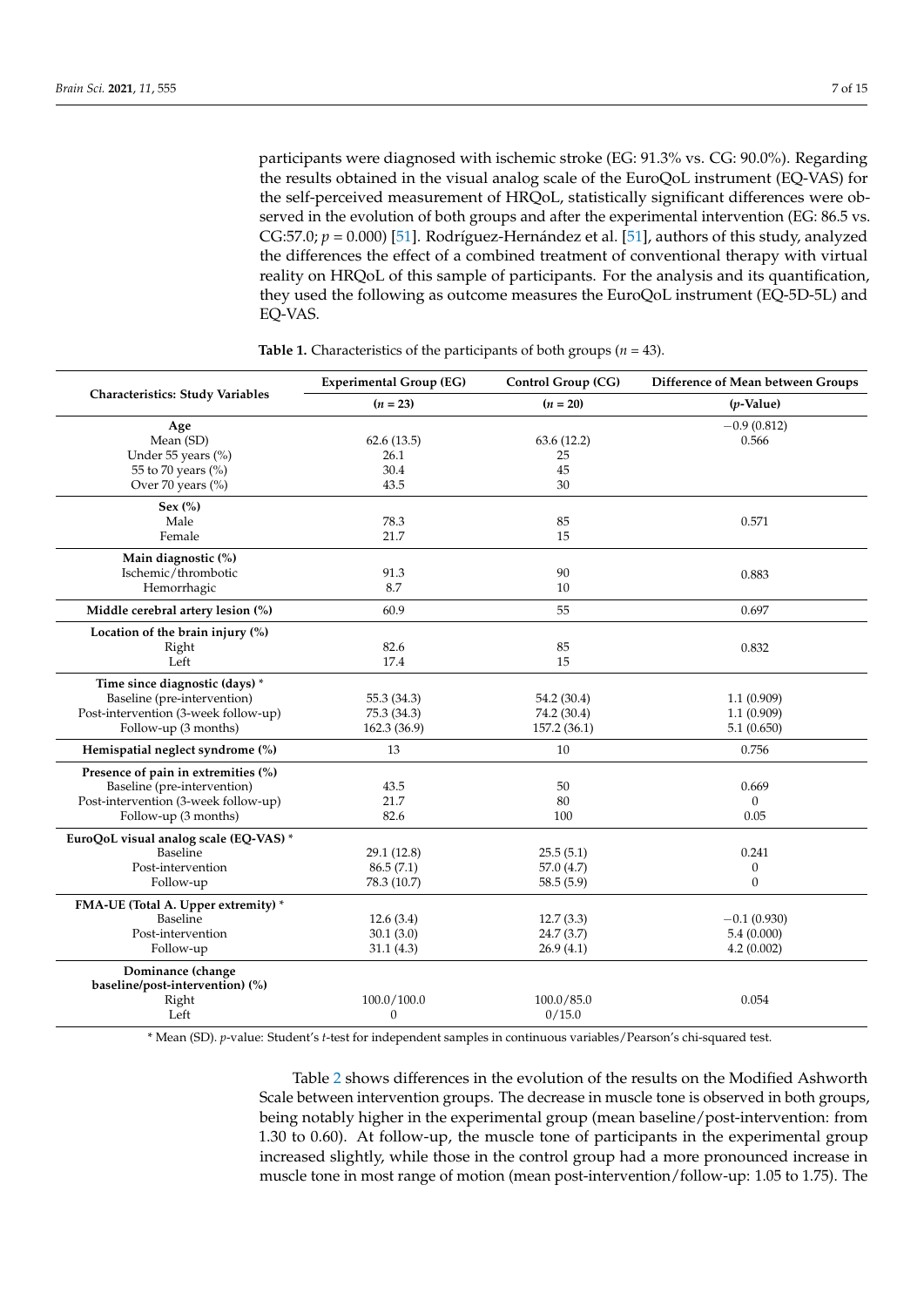participants were diagnosed with ischemic stroke (EG: 91.3% vs. CG: 90.0%). Regarding the results obtained in the visual analog scale of the EuroQoL instrument (EQ-VAS) for the self-perceived measurement of HRQoL, statistically significant differences were observed in the evolution of both groups and after the experimental intervention (EG: 86.5 vs. CG:57.0; $p = 0.000$) [51]. Rodríguez-Hernández et al. [51], authors of this study, analyzed the differences the effect of a combined treatment of conventional therapy with virtual reality on HRQoL of this sample of participants. For the analysis and its quantification, they used the following as outcome measures the EuroQoL instrument (EQ-5D-5L) and EQ-VAS.

**Table 1.** Characteristics of the participants of both groups ($n = 43$).

| Characteristics: Study Variables | Experimental Group (EG) | Control Group (CG) | Difference of Mean between Groups |
|---|---|---|---|
| | ($n = 23$) | ($n = 20$) | ($p$-Value) |
| **Age** | | | −0.9 (0.812) |
| Mean (SD) | 62.6 (13.5) | 63.6 (12.2) | 0.566 |
| Under 55 years (%) | 26.1 | 25 | |
| 55 to 70 years (%) | 30.4 | 45 | |
| Over 70 years (%) | 43.5 | 30 | |
| **Sex (%)** | | | |
| Male | 78.3 | 85 | 0.571 |
| Female | 21.7 | 15 | |
| **Main diagnostic (%)** | | | |
| Ischemic/thrombotic | 91.3 | 90 | 0.883 |
| Hemorrhagic | 8.7 | 10 | |
| **Middle cerebral artery lesion (%)** | 60.9 | 55 | 0.697 |
| **Location of the brain injury (%)** | | | |
| Right | 82.6 | 85 | 0.832 |
| Left | 17.4 | 15 | |
| **Time since diagnostic (days)** * | | | |
| Baseline (pre-intervention) | 55.3 (34.3) | 54.2 (30.4) | 1.1 (0.909) |
| Post-intervention (3-week follow-up) | 75.3 (34.3) | 74.2 (30.4) | 1.1 (0.909) |
| Follow-up (3 months) | 162.3 (36.9) | 157.2 (36.1) | 5.1 (0.650) |
| **Hemispatial neglect syndrome (%)** | 13 | 10 | 0.756 |
| **Presence of pain in extremities (%)** | | | |
| Baseline (pre-intervention) | 43.5 | 50 | 0.669 |
| Post-intervention (3-week follow-up) | 21.7 | 80 | 0 |
| Follow-up (3 months) | 82.6 | 100 | 0.05 |
| **EuroQoL visual analog scale (EQ-VAS)** * | | | |
| Baseline | 29.1 (12.8) | 25.5 (5.1) | 0.241 |
| Post-intervention | 86.5 (7.1) | 57.0 (4.7) | 0 |
| Follow-up | 78.3 (10.7) | 58.5 (5.9) | 0 |
| **FMA-UE (Total A. Upper extremity)** * | | | |
| Baseline | 12.6 (3.4) | 12.7 (3.3) | −0.1 (0.930) |
| Post-intervention | 30.1 (3.0) | 24.7 (3.7) | 5.4 (0.000) |
| Follow-up | 31.1 (4.3) | 26.9 (4.1) | 4.2 (0.002) |
| **Dominance (change baseline/post-intervention) (%)** | | | |
| Right | 100.0/100.0 | 100.0/85.0 | 0.054 |
| Left | 0 | 0/15.0 | |

\* Mean (SD). $p$-value: Student's $t$-test for independent samples in continuous variables/Pearson's chi-squared test.

Table 2 shows differences in the evolution of the results on the Modified Ashworth Scale between intervention groups. The decrease in muscle tone is observed in both groups, being notably higher in the experimental group (mean baseline/post-intervention: from 1.30 to 0.60). At follow-up, the muscle tone of participants in the experimental group increased slightly, while those in the control group had a more pronounced increase in muscle tone in most range of motion (mean post-intervention/follow-up: 1.05 to 1.75). The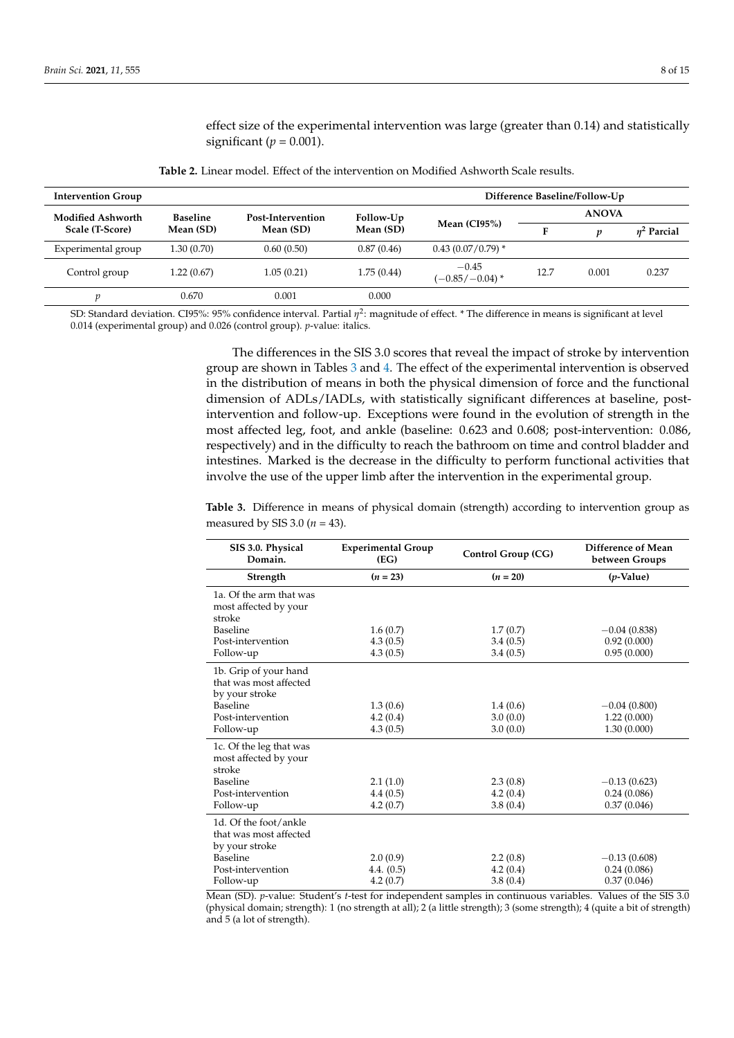effect size of the experimental intervention was large (greater than 0.14) and statistically significant ($p = 0.001$).

**Table 2.** Linear model. Effect of the intervention on Modified Ashworth Scale results.

| Intervention Group | | | | Difference Baseline/Follow-Up | | | |
|---|---|---|---|---|---|---|---|
| Modified Ashworth Scale (T-Score) | Baseline Mean (SD) | Post-Intervention Mean (SD) | Follow-Up Mean (SD) | Mean (CI95%) | ANOVA | | |
| | | | | | F | $p$ | $\eta^2$ Parcial |
| Experimental group | 1.30 (0.70) | 0.60 (0.50) | 0.87 (0.46) | 0.43 (0.07/0.79) * | | | |
| Control group | 1.22 (0.67) | 1.05 (0.21) | 1.75 (0.44) | −0.45 (−0.85/−0.04) * | 12.7 | 0.001 | 0.237 |
| $p$ | 0.670 | 0.001 | 0.000 | | | | |

SD: Standard deviation. CI95%: 95% confidence interval. Partial $\eta^2$: magnitude of effect. * The difference in means is significant at level 0.014 (experimental group) and 0.026 (control group). *p*-value: italics.

The differences in the SIS 3.0 scores that reveal the impact of stroke by intervention group are shown in Tables 3 and 4. The effect of the experimental intervention is observed in the distribution of means in both the physical dimension of force and the functional dimension of ADLs/IADLs, with statistically significant differences at baseline, post-intervention and follow-up. Exceptions were found in the evolution of strength in the most affected leg, foot, and ankle (baseline: 0.623 and 0.608; post-intervention: 0.086, respectively) and in the difficulty to reach the bathroom on time and control bladder and intestines. Marked is the decrease in the difficulty to perform functional activities that involve the use of the upper limb after the intervention in the experimental group.

**Table 3.** Difference in means of physical domain (strength) according to intervention group as measured by SIS 3.0 ($n = 43$).

| SIS 3.0. Physical Domain. | Experimental Group (EG) | Control Group (CG) | Difference of Mean between Groups |
|---|---|---|---|
| **Strength** | **($n = 23$)** | **($n = 20$)** | **($p$-Value)** |
| 1a. Of the arm that was most affected by your stroke | | | |
| Baseline | 1.6 (0.7) | 1.7 (0.7) | −0.04 (0.838) |
| Post-intervention | 4.3 (0.5) | 3.4 (0.5) | 0.92 (0.000) |
| Follow-up | 4.3 (0.5) | 3.4 (0.5) | 0.95 (0.000) |
| 1b. Grip of your hand that was most affected by your stroke | | | |
| Baseline | 1.3 (0.6) | 1.4 (0.6) | −0.04 (0.800) |
| Post-intervention | 4.2 (0.4) | 3.0 (0.0) | 1.22 (0.000) |
| Follow-up | 4.3 (0.5) | 3.0 (0.0) | 1.30 (0.000) |
| 1c. Of the leg that was most affected by your stroke | | | |
| Baseline | 2.1 (1.0) | 2.3 (0.8) | −0.13 (0.623) |
| Post-intervention | 4.4 (0.5) | 4.2 (0.4) | 0.24 (0.086) |
| Follow-up | 4.2 (0.7) | 3.8 (0.4) | 0.37 (0.046) |
| 1d. Of the foot/ankle that was most affected by your stroke | | | |
| Baseline | 2.0 (0.9) | 2.2 (0.8) | −0.13 (0.608) |
| Post-intervention | 4.4. (0.5) | 4.2 (0.4) | 0.24 (0.086) |
| Follow-up | 4.2 (0.7) | 3.8 (0.4) | 0.37 (0.046) |

Mean (SD). *p*-value: Student's *t*-test for independent samples in continuous variables. Values of the SIS 3.0 (physical domain; strength): 1 (no strength at all); 2 (a little strength); 3 (some strength); 4 (quite a bit of strength) and 5 (a lot of strength).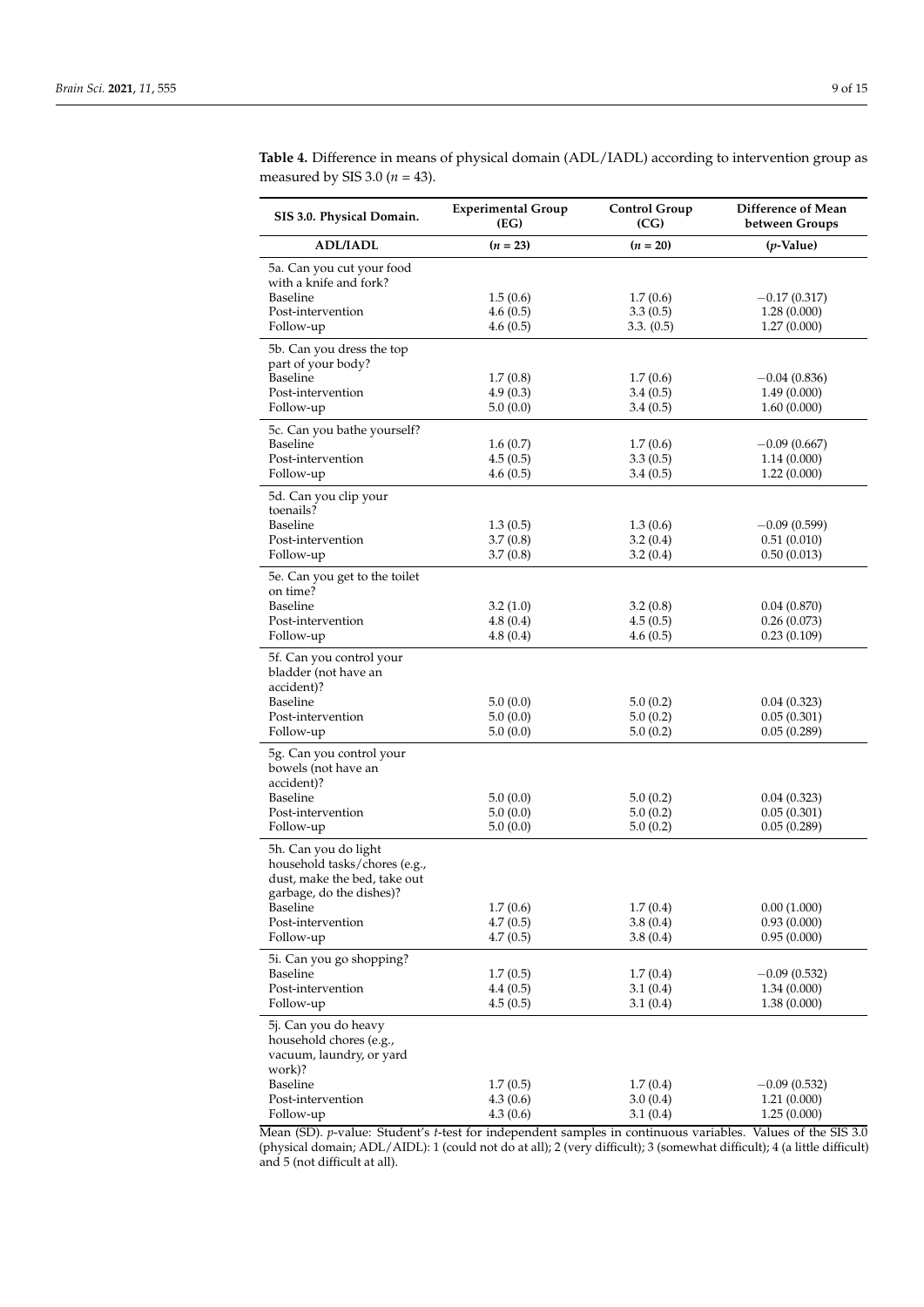**Table 4.** Difference in means of physical domain (ADL/IADL) according to intervention group as measured by SIS 3.0 ($n$ = 43).

| SIS 3.0. Physical Domain. | Experimental Group (EG) | Control Group (CG) | Difference of Mean between Groups |
|---|---|---|---|
| **ADL/IADL** | **($n$ = 23)** | **($n$ = 20)** | **($p$-Value)** |
| 5a. Can you cut your food with a knife and fork? | | | |
| Baseline | 1.5 (0.6) | 1.7 (0.6) | −0.17 (0.317) |
| Post-intervention | 4.6 (0.5) | 3.3 (0.5) | 1.28 (0.000) |
| Follow-up | 4.6 (0.5) | 3.3. (0.5) | 1.27 (0.000) |
| 5b. Can you dress the top part of your body? | | | |
| Baseline | 1.7 (0.8) | 1.7 (0.6) | −0.04 (0.836) |
| Post-intervention | 4.9 (0.3) | 3.4 (0.5) | 1.49 (0.000) |
| Follow-up | 5.0 (0.0) | 3.4 (0.5) | 1.60 (0.000) |
| 5c. Can you bathe yourself? | | | |
| Baseline | 1.6 (0.7) | 1.7 (0.6) | −0.09 (0.667) |
| Post-intervention | 4.5 (0.5) | 3.3 (0.5) | 1.14 (0.000) |
| Follow-up | 4.6 (0.5) | 3.4 (0.5) | 1.22 (0.000) |
| 5d. Can you clip your toenails? | | | |
| Baseline | 1.3 (0.5) | 1.3 (0.6) | −0.09 (0.599) |
| Post-intervention | 3.7 (0.8) | 3.2 (0.4) | 0.51 (0.010) |
| Follow-up | 3.7 (0.8) | 3.2 (0.4) | 0.50 (0.013) |
| 5e. Can you get to the toilet on time? | | | |
| Baseline | 3.2 (1.0) | 3.2 (0.8) | 0.04 (0.870) |
| Post-intervention | 4.8 (0.4) | 4.5 (0.5) | 0.26 (0.073) |
| Follow-up | 4.8 (0.4) | 4.6 (0.5) | 0.23 (0.109) |
| 5f. Can you control your bladder (not have an accident)? | | | |
| Baseline | 5.0 (0.0) | 5.0 (0.2) | 0.04 (0.323) |
| Post-intervention | 5.0 (0.0) | 5.0 (0.2) | 0.05 (0.301) |
| Follow-up | 5.0 (0.0) | 5.0 (0.2) | 0.05 (0.289) |
| 5g. Can you control your bowels (not have an accident)? | | | |
| Baseline | 5.0 (0.0) | 5.0 (0.2) | 0.04 (0.323) |
| Post-intervention | 5.0 (0.0) | 5.0 (0.2) | 0.05 (0.301) |
| Follow-up | 5.0 (0.0) | 5.0 (0.2) | 0.05 (0.289) |
| 5h. Can you do light household tasks/chores (e.g., dust, make the bed, take out garbage, do the dishes)? | | | |
| Baseline | 1.7 (0.6) | 1.7 (0.4) | 0.00 (1.000) |
| Post-intervention | 4.7 (0.5) | 3.8 (0.4) | 0.93 (0.000) |
| Follow-up | 4.7 (0.5) | 3.8 (0.4) | 0.95 (0.000) |
| 5i. Can you go shopping? | | | |
| Baseline | 1.7 (0.5) | 1.7 (0.4) | −0.09 (0.532) |
| Post-intervention | 4.4 (0.5) | 3.1 (0.4) | 1.34 (0.000) |
| Follow-up | 4.5 (0.5) | 3.1 (0.4) | 1.38 (0.000) |
| 5j. Can you do heavy household chores (e.g., vacuum, laundry, or yard work)? | | | |
| Baseline | 1.7 (0.5) | 1.7 (0.4) | −0.09 (0.532) |
| Post-intervention | 4.3 (0.6) | 3.0 (0.4) | 1.21 (0.000) |
| Follow-up | 4.3 (0.6) | 3.1 (0.4) | 1.25 (0.000) |

Mean (SD). $p$-value: Student's $t$-test for independent samples in continuous variables. Values of the SIS 3.0 (physical domain; ADL/AIDL): 1 (could not do at all); 2 (very difficult); 3 (somewhat difficult); 4 (a little difficult) and 5 (not difficult at all).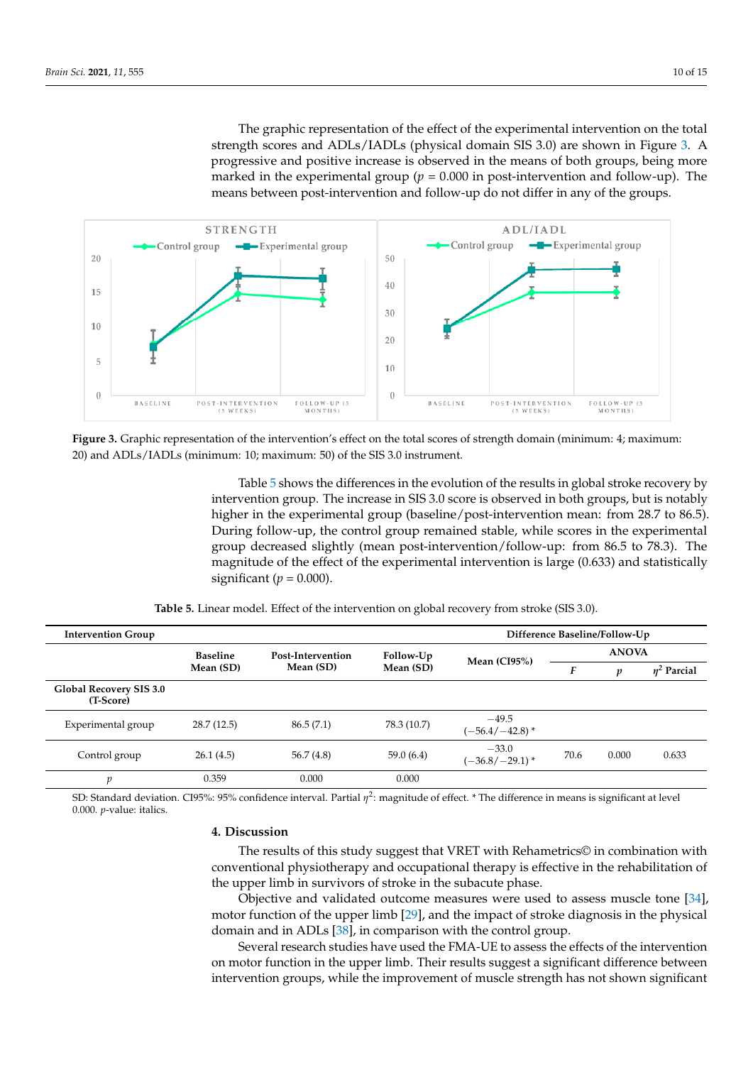The graphic representation of the effect of the experimental intervention on the total strength scores and ADLs/IADLs (physical domain SIS 3.0) are shown in Figure 3. A progressive and positive increase is observed in the means of both groups, being more marked in the experimental group ($p$ = 0.000 in post-intervention and follow-up). The means between post-intervention and follow-up do not differ in any of the groups.

**Figure 3.** Graphic representation of the intervention's effect on the total scores of strength domain (minimum: 4; maximum: 20) and ADLs/IADLs (minimum: 10; maximum: 50) of the SIS 3.0 instrument.

Table 5 shows the differences in the evolution of the results in global stroke recovery by intervention group. The increase in SIS 3.0 score is observed in both groups, but is notably higher in the experimental group (baseline/post-intervention mean: from 28.7 to 86.5). During follow-up, the control group remained stable, while scores in the experimental group decreased slightly (mean post-intervention/follow-up: from 86.5 to 78.3). The magnitude of the effect of the experimental intervention is large (0.633) and statistically significant ($p$ = 0.000).

**Table 5.** Linear model. Effect of the intervention on global recovery from stroke (SIS 3.0).

| Intervention Group | | | | Difference Baseline/Follow-Up | | | |
|---|---|---|---|---|---|---|---|
| | Baseline Mean (SD) | Post-Intervention Mean (SD) | Follow-Up Mean (SD) | Mean (CI95%) | ANOVA | | |
| | | | | | $F$ | $p$ | $\eta^2$ Partial |
| **Global Recovery SIS 3.0 (T-Score)** | | | | | | | |
| Experimental group | 28.7 (12.5) | 86.5 (7.1) | 78.3 (10.7) | −49.5 (−56.4/−42.8) * | | | |
| Control group | 26.1 (4.5) | 56.7 (4.8) | 59.0 (6.4) | −33.0 (−36.8/−29.1) * | 70.6 | 0.000 | 0.633 |
| $p$ | 0.359 | 0.000 | 0.000 | | | | |

SD: Standard deviation. CI95%: 95% confidence interval. Partial $\eta^2$: magnitude of effect. * The difference in means is significant at level 0.000. $p$-value: italics.

## 4. Discussion

The results of this study suggest that VRET with Rehametrics© in combination with conventional physiotherapy and occupational therapy is effective in the rehabilitation of the upper limb in survivors of stroke in the subacute phase.

Objective and validated outcome measures were used to assess muscle tone [34], motor function of the upper limb [29], and the impact of stroke diagnosis in the physical domain and in ADLs [38], in comparison with the control group.

Several research studies have used the FMA-UE to assess the effects of the intervention on motor function in the upper limb. Their results suggest a significant difference between intervention groups, while the improvement of muscle strength has not shown significant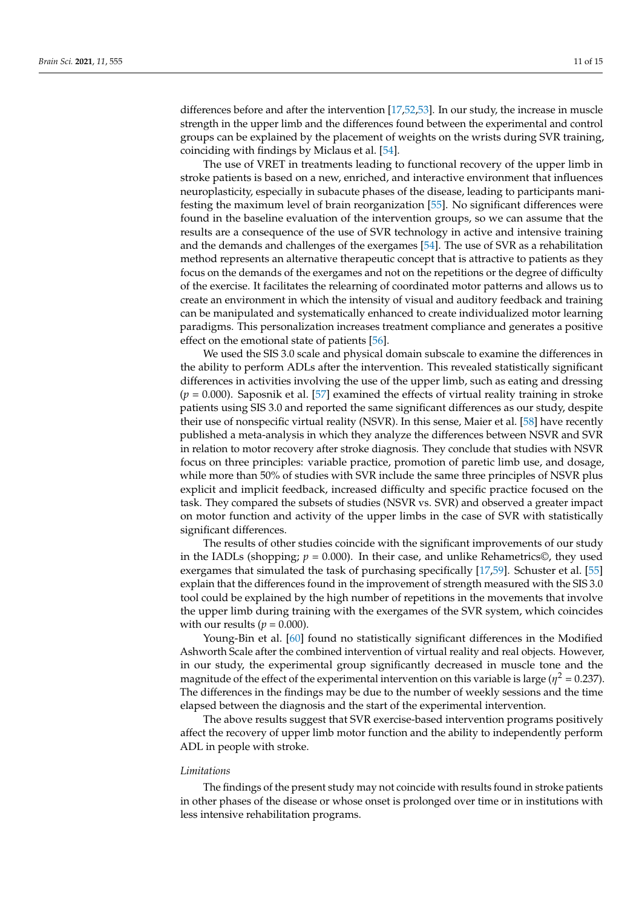differences before and after the intervention [17,52,53]. In our study, the increase in muscle strength in the upper limb and the differences found between the experimental and control groups can be explained by the placement of weights on the wrists during SVR training, coinciding with findings by Miclaus et al. [54].

The use of VRET in treatments leading to functional recovery of the upper limb in stroke patients is based on a new, enriched, and interactive environment that influences neuroplasticity, especially in subacute phases of the disease, leading to participants manifesting the maximum level of brain reorganization [55]. No significant differences were found in the baseline evaluation of the intervention groups, so we can assume that the results are a consequence of the use of SVR technology in active and intensive training and the demands and challenges of the exergames [54]. The use of SVR as a rehabilitation method represents an alternative therapeutic concept that is attractive to patients as they focus on the demands of the exergames and not on the repetitions or the degree of difficulty of the exercise. It facilitates the relearning of coordinated motor patterns and allows us to create an environment in which the intensity of visual and auditory feedback and training can be manipulated and systematically enhanced to create individualized motor learning paradigms. This personalization increases treatment compliance and generates a positive effect on the emotional state of patients [56].

We used the SIS 3.0 scale and physical domain subscale to examine the differences in the ability to perform ADLs after the intervention. This revealed statistically significant differences in activities involving the use of the upper limb, such as eating and dressing ($p = 0.000$). Saposnik et al. [57] examined the effects of virtual reality training in stroke patients using SIS 3.0 and reported the same significant differences as our study, despite their use of nonspecific virtual reality (NSVR). In this sense, Maier et al. [58] have recently published a meta-analysis in which they analyze the differences between NSVR and SVR in relation to motor recovery after stroke diagnosis. They conclude that studies with NSVR focus on three principles: variable practice, promotion of paretic limb use, and dosage, while more than 50% of studies with SVR include the same three principles of NSVR plus explicit and implicit feedback, increased difficulty and specific practice focused on the task. They compared the subsets of studies (NSVR vs. SVR) and observed a greater impact on motor function and activity of the upper limbs in the case of SVR with statistically significant differences.

The results of other studies coincide with the significant improvements of our study in the IADLs (shopping; $p = 0.000$). In their case, and unlike Rehametrics©, they used exergames that simulated the task of purchasing specifically [17,59]. Schuster et al. [55] explain that the differences found in the improvement of strength measured with the SIS 3.0 tool could be explained by the high number of repetitions in the movements that involve the upper limb during training with the exergames of the SVR system, which coincides with our results ($p = 0.000$).

Young-Bin et al. [60] found no statistically significant differences in the Modified Ashworth Scale after the combined intervention of virtual reality and real objects. However, in our study, the experimental group significantly decreased in muscle tone and the magnitude of the effect of the experimental intervention on this variable is large ($\eta^2 = 0.237$). The differences in the findings may be due to the number of weekly sessions and the time elapsed between the diagnosis and the start of the experimental intervention.

The above results suggest that SVR exercise-based intervention programs positively affect the recovery of upper limb motor function and the ability to independently perform ADL in people with stroke.

*Limitations*

The findings of the present study may not coincide with results found in stroke patients in other phases of the disease or whose onset is prolonged over time or in institutions with less intensive rehabilitation programs.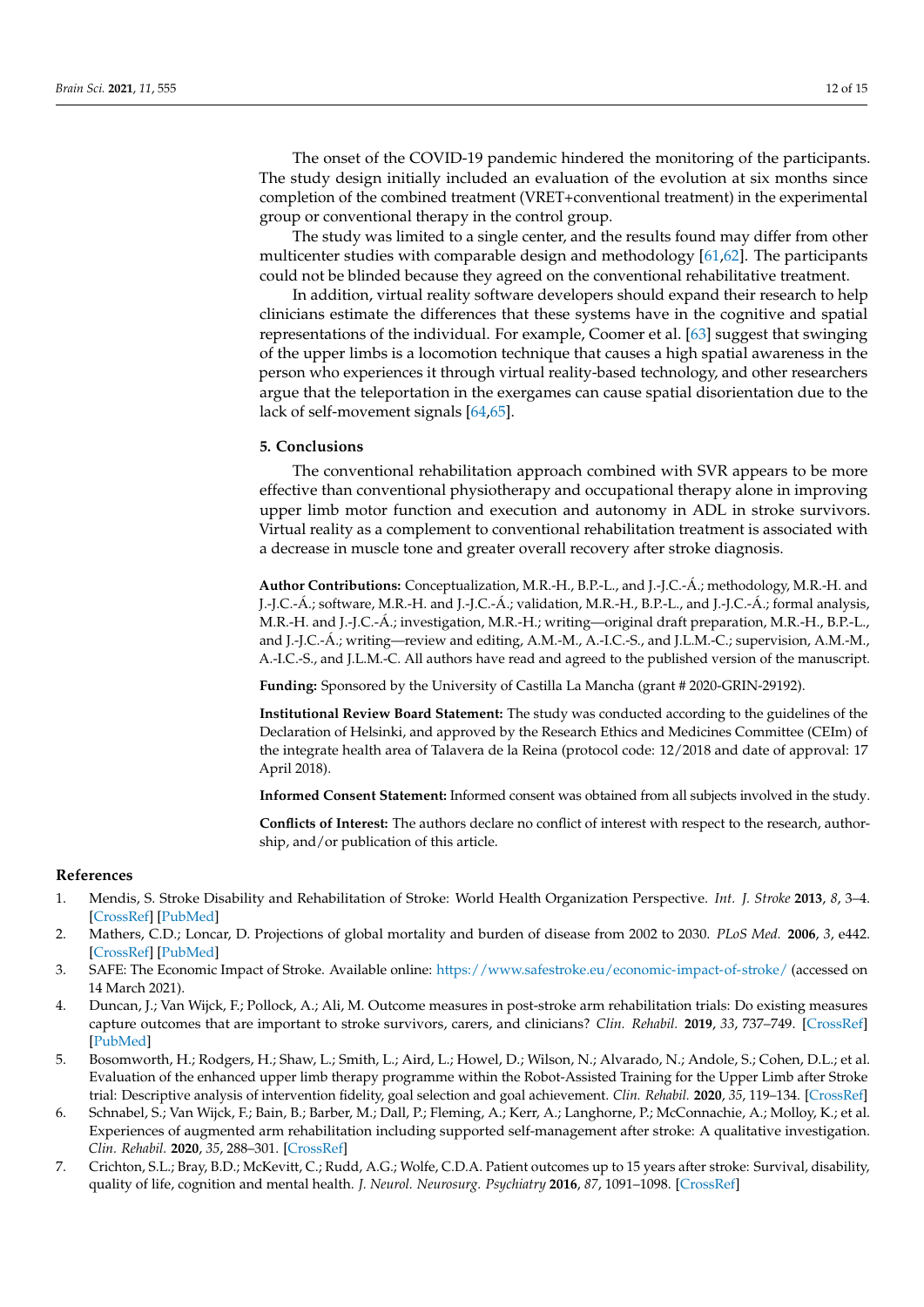The onset of the COVID-19 pandemic hindered the monitoring of the participants. The study design initially included an evaluation of the evolution at six months since completion of the combined treatment (VRET+conventional treatment) in the experimental group or conventional therapy in the control group.

The study was limited to a single center, and the results found may differ from other multicenter studies with comparable design and methodology [61,62]. The participants could not be blinded because they agreed on the conventional rehabilitative treatment.

In addition, virtual reality software developers should expand their research to help clinicians estimate the differences that these systems have in the cognitive and spatial representations of the individual. For example, Coomer et al. [63] suggest that swinging of the upper limbs is a locomotion technique that causes a high spatial awareness in the person who experiences it through virtual reality-based technology, and other researchers argue that the teleportation in the exergames can cause spatial disorientation due to the lack of self-movement signals [64,65].

## 5. Conclusions

The conventional rehabilitation approach combined with SVR appears to be more effective than conventional physiotherapy and occupational therapy alone in improving upper limb motor function and execution and autonomy in ADL in stroke survivors. Virtual reality as a complement to conventional rehabilitation treatment is associated with a decrease in muscle tone and greater overall recovery after stroke diagnosis.

**Author Contributions:** Conceptualization, M.R.-H., B.P.-L., and J.-J.C.-Á.; methodology, M.R.-H. and J.-J.C.-Á.; software, M.R.-H. and J.-J.C.-Á.; validation, M.R.-H., B.P.-L., and J.-J.C.-Á.; formal analysis, M.R.-H. and J.-J.C.-Á.; investigation, M.R.-H.; writing—original draft preparation, M.R.-H., B.P.-L., and J.-J.C.-Á.; writing—review and editing, A.M.-M., A.-I.C.-S., and J.L.M.-C.; supervision, A.M.-M., A.-I.C.-S., and J.L.M.-C. All authors have read and agreed to the published version of the manuscript.

**Funding:** Sponsored by the University of Castilla La Mancha (grant # 2020-GRIN-29192).

**Institutional Review Board Statement:** The study was conducted according to the guidelines of the Declaration of Helsinki, and approved by the Research Ethics and Medicines Committee (CEIm) of the integrate health area of Talavera de la Reina (protocol code: 12/2018 and date of approval: 17 April 2018).

**Informed Consent Statement:** Informed consent was obtained from all subjects involved in the study.

**Conflicts of Interest:** The authors declare no conflict of interest with respect to the research, authorship, and/or publication of this article.

## References

1. Mendis, S. Stroke Disability and Rehabilitation of Stroke: World Health Organization Perspective. *Int. J. Stroke* **2013**, *8*, 3–4. [CrossRef] [PubMed]
2. Mathers, C.D.; Loncar, D. Projections of global mortality and burden of disease from 2002 to 2030. *PLoS Med.* **2006**, *3*, e442. [CrossRef] [PubMed]
3. SAFE: The Economic Impact of Stroke. Available online: https://www.safestroke.eu/economic-impact-of-stroke/ (accessed on 14 March 2021).
4. Duncan, J.; Van Wijck, F.; Pollock, A.; Ali, M. Outcome measures in post-stroke arm rehabilitation trials: Do existing measures capture outcomes that are important to stroke survivors, carers, and clinicians? *Clin. Rehabil.* **2019**, *33*, 737–749. [CrossRef] [PubMed]
5. Bosomworth, H.; Rodgers, H.; Shaw, L.; Smith, L.; Aird, L.; Howel, D.; Wilson, N.; Alvarado, N.; Andole, S.; Cohen, D.L.; et al. Evaluation of the enhanced upper limb therapy programme within the Robot-Assisted Training for the Upper Limb after Stroke trial: Descriptive analysis of intervention fidelity, goal selection and goal achievement. *Clin. Rehabil.* **2020**, *35*, 119–134. [CrossRef]
6. Schnabel, S.; Van Wijck, F.; Bain, B.; Barber, M.; Dall, P.; Fleming, A.; Kerr, A.; Langhorne, P.; McConnachie, A.; Molloy, K.; et al. Experiences of augmented arm rehabilitation including supported self-management after stroke: A qualitative investigation. *Clin. Rehabil.* **2020**, *35*, 288–301. [CrossRef]
7. Crichton, S.L.; Bray, B.D.; McKevitt, C.; Rudd, A.G.; Wolfe, C.D.A. Patient outcomes up to 15 years after stroke: Survival, disability, quality of life, cognition and mental health. *J. Neurol. Neurosurg. Psychiatry* **2016**, *87*, 1091–1098. [CrossRef]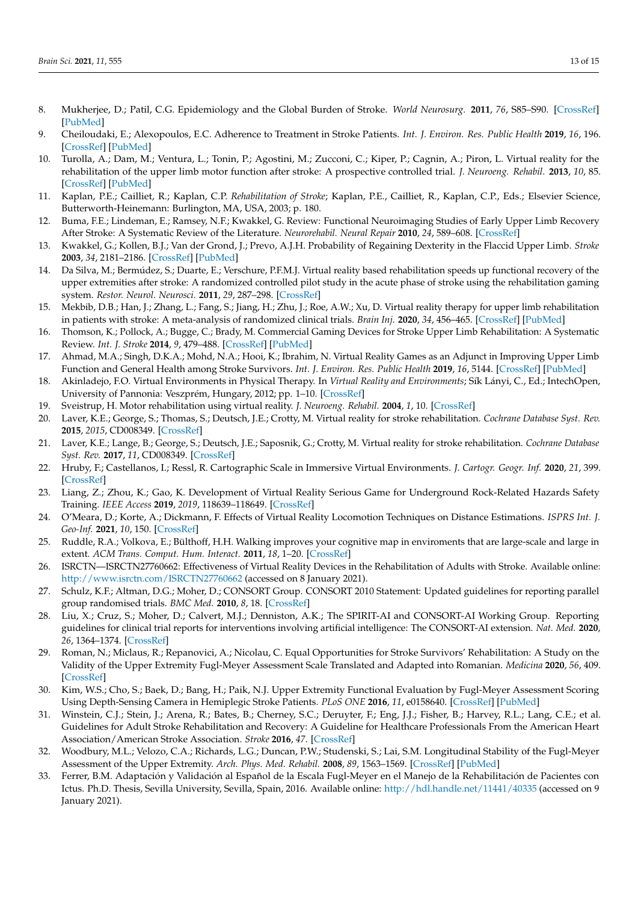8. Mukherjee, D.; Patil, C.G. Epidemiology and the Global Burden of Stroke. *World Neurosurg.* **2011**, *76*, S85–S90. [CrossRef] [PubMed]
9. Cheiloudaki, E.; Alexopoulos, E.C. Adherence to Treatment in Stroke Patients. *Int. J. Environ. Res. Public Health* **2019**, *16*, 196. [CrossRef] [PubMed]
10. Turolla, A.; Dam, M.; Ventura, L.; Tonin, P.; Agostini, M.; Zucconi, C.; Kiper, P.; Cagnin, A.; Piron, L. Virtual reality for the rehabilitation of the upper limb motor function after stroke: A prospective controlled trial. *J. Neuroeng. Rehabil.* **2013**, *10*, 85. [CrossRef] [PubMed]
11. Kaplan, P.E.; Cailliet, R.; Kaplan, C.P. *Rehabilitation of Stroke*; Kaplan, P.E., Cailliet, R., Kaplan, C.P., Eds.; Elsevier Science, Butterworth-Heinemann: Burlington, MA, USA, 2003; p. 180.
12. Buma, F.E.; Lindeman, E.; Ramsey, N.F.; Kwakkel, G. Review: Functional Neuroimaging Studies of Early Upper Limb Recovery After Stroke: A Systematic Review of the Literature. *Neurorehabil. Neural Repair* **2010**, *24*, 589–608. [CrossRef]
13. Kwakkel, G.; Kollen, B.J.; Van der Grond, J.; Prevo, A.J.H. Probability of Regaining Dexterity in the Flaccid Upper Limb. *Stroke* **2003**, *34*, 2181–2186. [CrossRef] [PubMed]
14. Da Silva, M.; Bermúdez, S.; Duarte, E.; Verschure, P.F.M.J. Virtual reality based rehabilitation speeds up functional recovery of the upper extremities after stroke: A randomized controlled pilot study in the acute phase of stroke using the rehabilitation gaming system. *Restor. Neurol. Neurosci.* **2011**, *29*, 287–298. [CrossRef]
15. Mekbib, D.B.; Han, J.; Zhang, L.; Fang, S.; Jiang, H.; Zhu, J.; Roe, A.W.; Xu, D. Virtual reality therapy for upper limb rehabilitation in patients with stroke: A meta-analysis of randomized clinical trials. *Brain Inj.* **2020**, *34*, 456–465. [CrossRef] [PubMed]
16. Thomson, K.; Pollock, A.; Bugge, C.; Brady, M. Commercial Gaming Devices for Stroke Upper Limb Rehabilitation: A Systematic Review. *Int. J. Stroke* **2014**, *9*, 479–488. [CrossRef] [PubMed]
17. Ahmad, M.A.; Singh, D.K.A.; Mohd, N.A.; Hooi, K.; Ibrahim, N. Virtual Reality Games as an Adjunct in Improving Upper Limb Function and General Health among Stroke Survivors. *Int. J. Environ. Res. Public Health* **2019**, *16*, 5144. [CrossRef] [PubMed]
18. Akinladejo, F.O. Virtual Environments in Physical Therapy. In *Virtual Reality and Environments*; Sík Lányi, C., Ed.; IntechOpen, University of Pannonia: Veszprém, Hungary, 2012; pp. 1–10. [CrossRef]
19. Sveistrup, H. Motor rehabilitation using virtual reality. *J. Neuroeng. Rehabil.* **2004**, *1*, 10. [CrossRef]
20. Laver, K.E.; George, S.; Thomas, S.; Deutsch, J.E.; Crotty, M. Virtual reality for stroke rehabilitation. *Cochrane Database Syst. Rev.* **2015**, *2015*, CD008349. [CrossRef]
21. Laver, K.E.; Lange, B.; George, S.; Deutsch, J.E.; Saposnik, G.; Crotty, M. Virtual reality for stroke rehabilitation. *Cochrane Database Syst. Rev.* **2017**, *11*, CD008349. [CrossRef]
22. Hruby, F.; Castellanos, I.; Ressl, R. Cartographic Scale in Immersive Virtual Environments. *J. Cartogr. Geogr. Inf.* **2020**, *21*, 399. [CrossRef]
23. Liang, Z.; Zhou, K.; Gao, K. Development of Virtual Reality Serious Game for Underground Rock-Related Hazards Safety Training. *IEEE Access* **2019**, *2019*, 118639–118649. [CrossRef]
24. O'Meara, D.; Korte, A.; Dickmann, F. Effects of Virtual Reality Locomotion Techniques on Distance Estimations. *ISPRS Int. J. Geo-Inf.* **2021**, *10*, 150. [CrossRef]
25. Ruddle, R.A.; Volkova, E.; Bülthoff, H.H. Walking improves your cognitive map in enviroments that are large-scale and large in extent. *ACM Trans. Comput. Hum. Interact.* **2011**, *18*, 1–20. [CrossRef]
26. ISRCTN—ISRCTN27760662: Effectiveness of Virtual Reality Devices in the Rehabilitation of Adults with Stroke. Available online: http://www.isrctn.com/ISRCTN27760662 (accessed on 8 January 2021).
27. Schulz, K.F.; Altman, D.G.; Moher, D.; CONSORT Group. CONSORT 2010 Statement: Updated guidelines for reporting parallel group randomised trials. *BMC Med.* **2010**, *8*, 18. [CrossRef]
28. Liu, X.; Cruz, S.; Moher, D.; Calvert, M.J.; Denniston, A.K.; The SPIRIT-AI and CONSORT-AI Working Group. Reporting guidelines for clinical trial reports for interventions involving artificial intelligence: The CONSORT-AI extension. *Nat. Med.* **2020**, *26*, 1364–1374. [CrossRef]
29. Roman, N.; Miclaus, R.; Repanovici, A.; Nicolau, C. Equal Opportunities for Stroke Survivors' Rehabilitation: A Study on the Validity of the Upper Extremity Fugl-Meyer Assessment Scale Translated and Adapted into Romanian. *Medicina* **2020**, *56*, 409. [CrossRef]
30. Kim, W.S.; Cho, S.; Baek, D.; Bang, H.; Paik, N.J. Upper Extremity Functional Evaluation by Fugl-Meyer Assessment Scoring Using Depth-Sensing Camera in Hemiplegic Stroke Patients. *PLoS ONE* **2016**, *11*, e0158640. [CrossRef] [PubMed]
31. Winstein, C.J.; Stein, J.; Arena, R.; Bates, B.; Cherney, S.C.; Deruyter, F.; Eng, J.J.; Fisher, B.; Harvey, R.L.; Lang, C.E.; et al. Guidelines for Adult Stroke Rehabilitation and Recovery: A Guideline for Healthcare Professionals From the American Heart Association/American Stroke Association. *Stroke* **2016**, *47*. [CrossRef]
32. Woodbury, M.L.; Velozo, C.A.; Richards, L.G.; Duncan, P.W.; Studenski, S.; Lai, S.M. Longitudinal Stability of the Fugl-Meyer Assessment of the Upper Extremity. *Arch. Phys. Med. Rehabil.* **2008**, *89*, 1563–1569. [CrossRef] [PubMed]
33. Ferrer, B.M. Adaptación y Validación al Español de la Escala Fugl-Meyer en el Manejo de la Rehabilitación de Pacientes con Ictus. Ph.D. Thesis, Sevilla University, Sevilla, Spain, 2016. Available online: http://hdl.handle.net/11441/40335 (accessed on 9 January 2021).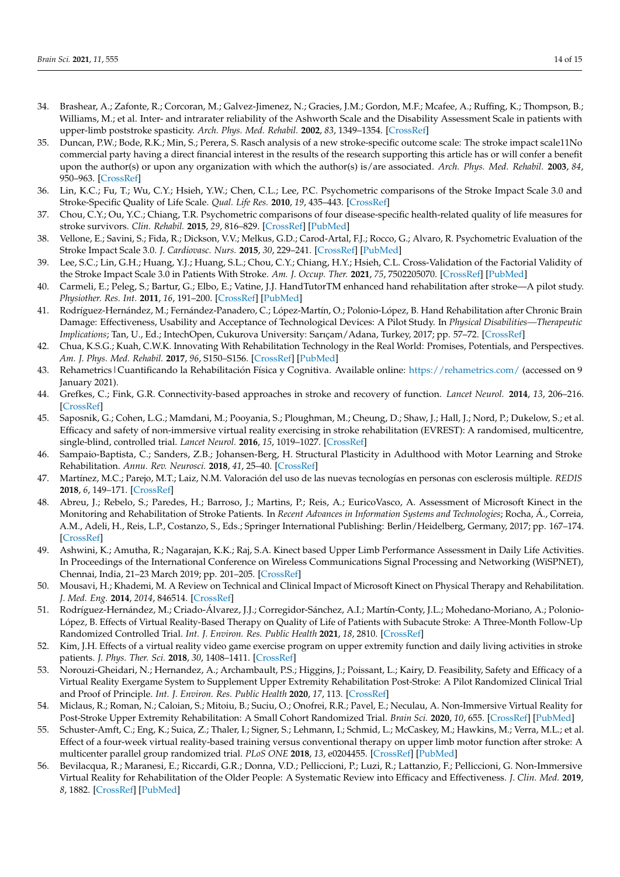34. Brashear, A.; Zafonte, R.; Corcoran, M.; Galvez-Jimenez, N.; Gracies, J.M.; Gordon, M.F.; Mcafee, A.; Ruffing, K.; Thompson, B.; Williams, M.; et al. Inter- and intrarater reliability of the Ashworth Scale and the Disability Assessment Scale in patients with upper-limb poststroke spasticity. *Arch. Phys. Med. Rehabil.* **2002**, *83*, 1349–1354. [CrossRef]
35. Duncan, P.W.; Bode, R.K.; Min, S.; Perera, S. Rasch analysis of a new stroke-specific outcome scale: The stroke impact scale11No commercial party having a direct financial interest in the results of the research supporting this article has or will confer a benefit upon the author(s) or upon any organization with which the author(s) is/are associated. *Arch. Phys. Med. Rehabil.* **2003**, *84*, 950–963. [CrossRef]
36. Lin, K.C.; Fu, T.; Wu, C.Y.; Hsieh, Y.W.; Chen, C.L.; Lee, P.C. Psychometric comparisons of the Stroke Impact Scale 3.0 and Stroke-Specific Quality of Life Scale. *Qual. Life Res.* **2010**, *19*, 435–443. [CrossRef]
37. Chou, C.Y.; Ou, Y.C.; Chiang, T.R. Psychometric comparisons of four disease-specific health-related quality of life measures for stroke survivors. *Clin. Rehabil.* **2015**, *29*, 816–829. [CrossRef] [PubMed]
38. Vellone, E.; Savini, S.; Fida, R.; Dickson, V.V.; Melkus, G.D.; Carod-Artal, F.J.; Rocco, G.; Alvaro, R. Psychometric Evaluation of the Stroke Impact Scale 3.0. *J. Cardiovasc. Nurs.* **2015**, *30*, 229–241. [CrossRef] [PubMed]
39. Lee, S.C.; Lin, G.H.; Huang, Y.J.; Huang, S.L.; Chou, C.Y.; Chiang, H.Y.; Hsieh, C.L. Cross-Validation of the Factorial Validity of the Stroke Impact Scale 3.0 in Patients With Stroke. *Am. J. Occup. Ther.* **2021**, *75*, 7502205070. [CrossRef] [PubMed]
40. Carmeli, E.; Peleg, S.; Bartur, G.; Elbo, E.; Vatine, J.J. HandTutorTM enhanced hand rehabilitation after stroke—A pilot study. *Physiother. Res. Int.* **2011**, *16*, 191–200. [CrossRef] [PubMed]
41. Rodríguez-Hernández, M.; Fernández-Panadero, C.; López-Martín, O.; Polonio-López, B. Hand Rehabilitation after Chronic Brain Damage: Effectiveness, Usability and Acceptance of Technological Devices: A Pilot Study. In *Physical Disabilities—Therapeutic Implications*; Tan, U., Ed.; IntechOpen, Cukurova University: Sarıçam/Adana, Turkey, 2017; pp. 57–72. [CrossRef]
42. Chua, K.S.G.; Kuah, C.W.K. Innovating With Rehabilitation Technology in the Real World: Promises, Potentials, and Perspectives. *Am. J. Phys. Med. Rehabil.* **2017**, *96*, S150–S156. [CrossRef] [PubMed]
43. Rehametrics | Cuantificando la Rehabilitación Física y Cognitiva. Available online: https://rehametrics.com/ (accessed on 9 January 2021).
44. Grefkes, C.; Fink, G.R. Connectivity-based approaches in stroke and recovery of function. *Lancet Neurol.* **2014**, *13*, 206–216. [CrossRef]
45. Saposnik, G.; Cohen, L.G.; Mamdani, M.; Pooyania, S.; Ploughman, M.; Cheung, D.; Shaw, J.; Hall, J.; Nord, P.; Dukelow, S.; et al. Efficacy and safety of non-immersive virtual reality exercising in stroke rehabilitation (EVREST): A randomised, multicentre, single-blind, controlled trial. *Lancet Neurol.* **2016**, *15*, 1019–1027. [CrossRef]
46. Sampaio-Baptista, C.; Sanders, Z.B.; Johansen-Berg, H. Structural Plasticity in Adulthood with Motor Learning and Stroke Rehabilitation. *Annu. Rev. Neurosci.* **2018**, *41*, 25–40. [CrossRef]
47. Martínez, M.C.; Parejo, M.T.; Laiz, N.M. Valoración del uso de las nuevas tecnologías en personas con esclerosis múltiple. *REDIS* **2018**, *6*, 149–171. [CrossRef]
48. Abreu, J.; Rebelo, S.; Paredes, H.; Barroso, J.; Martins, P.; Reis, A.; EuricoVasco, A. Assessment of Microsoft Kinect in the Monitoring and Rehabilitation of Stroke Patients. In *Recent Advances in Information Systems and Technologies*; Rocha, Á., Correia, A.M., Adeli, H., Reis, L.P., Costanzo, S., Eds.; Springer International Publishing: Berlin/Heidelberg, Germany, 2017; pp. 167–174. [CrossRef]
49. Ashwini, K.; Amutha, R.; Nagarajan, K.K.; Raj, S.A. Kinect based Upper Limb Performance Assessment in Daily Life Activities. In Proceedings of the International Conference on Wireless Communications Signal Processing and Networking (WiSPNET), Chennai, India, 21–23 March 2019; pp. 201–205. [CrossRef]
50. Mousavi, H.; Khademi, M. A Review on Technical and Clinical Impact of Microsoft Kinect on Physical Therapy and Rehabilitation. *J. Med. Eng.* **2014**, *2014*, 846514. [CrossRef]
51. Rodríguez-Hernández, M.; Criado-Álvarez, J.J.; Corregidor-Sánchez, A.I.; Martín-Conty, J.L.; Mohedano-Moriano, A.; Polonio-López, B. Effects of Virtual Reality-Based Therapy on Quality of Life of Patients with Subacute Stroke: A Three-Month Follow-Up Randomized Controlled Trial. *Int. J. Environ. Res. Public Health* **2021**, *18*, 2810. [CrossRef]
52. Kim, J.H. Effects of a virtual reality video game exercise program on upper extremity function and daily living activities in stroke patients. *J. Phys. Ther. Sci.* **2018**, *30*, 1408–1411. [CrossRef]
53. Norouzi-Gheidari, N.; Hernandez, A.; Archambault, P.S.; Higgins, J.; Poissant, L.; Kairy, D. Feasibility, Safety and Efficacy of a Virtual Reality Exergame System to Supplement Upper Extremity Rehabilitation Post-Stroke: A Pilot Randomized Clinical Trial and Proof of Principle. *Int. J. Environ. Res. Public Health* **2020**, *17*, 113. [CrossRef]
54. Miclaus, R.; Roman, N.; Caloian, S.; Mitoiu, B.; Suciu, O.; Onofrei, R.R.; Pavel, E.; Neculau, A. Non-Immersive Virtual Reality for Post-Stroke Upper Extremity Rehabilitation: A Small Cohort Randomized Trial. *Brain Sci.* **2020**, *10*, 655. [CrossRef] [PubMed]
55. Schuster-Amft, C.; Eng, K.; Suica, Z.; Thaler, I.; Signer, S.; Lehmann, I.; Schmid, L.; McCaskey, M.; Hawkins, M.; Verra, M.L.; et al. Effect of a four-week virtual reality-based training versus conventional therapy on upper limb motor function after stroke: A multicenter parallel group randomized trial. *PLoS ONE* **2018**, *13*, e0204455. [CrossRef] [PubMed]
56. Bevilacqua, R.; Maranesi, E.; Riccardi, G.R.; Donna, V.D.; Pelliccioni, P.; Luzi, R.; Lattanzio, F.; Pelliccioni, G. Non-Immersive Virtual Reality for Rehabilitation of the Older People: A Systematic Review into Efficacy and Effectiveness. *J. Clin. Med.* **2019**, *8*, 1882. [CrossRef] [PubMed]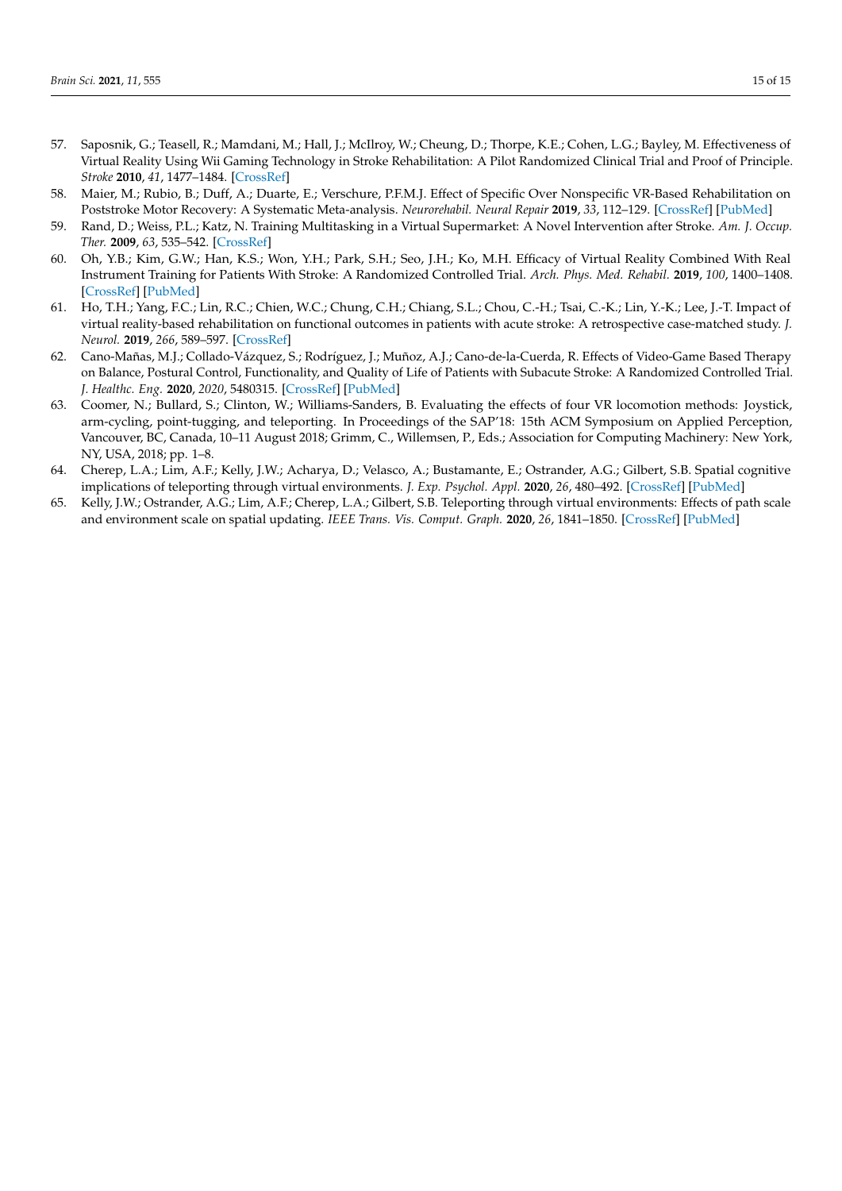57. Saposnik, G.; Teasell, R.; Mamdani, M.; Hall, J.; McIlroy, W.; Cheung, D.; Thorpe, K.E.; Cohen, L.G.; Bayley, M. Effectiveness of Virtual Reality Using Wii Gaming Technology in Stroke Rehabilitation: A Pilot Randomized Clinical Trial and Proof of Principle. *Stroke* **2010**, *41*, 1477–1484. [CrossRef]
58. Maier, M.; Rubio, B.; Duff, A.; Duarte, E.; Verschure, P.F.M.J. Effect of Specific Over Nonspecific VR-Based Rehabilitation on Poststroke Motor Recovery: A Systematic Meta-analysis. *Neurorehabil. Neural Repair* **2019**, *33*, 112–129. [CrossRef] [PubMed]
59. Rand, D.; Weiss, P.L.; Katz, N. Training Multitasking in a Virtual Supermarket: A Novel Intervention after Stroke. *Am. J. Occup. Ther.* **2009**, *63*, 535–542. [CrossRef]
60. Oh, Y.B.; Kim, G.W.; Han, K.S.; Won, Y.H.; Park, S.H.; Seo, J.H.; Ko, M.H. Efficacy of Virtual Reality Combined With Real Instrument Training for Patients With Stroke: A Randomized Controlled Trial. *Arch. Phys. Med. Rehabil.* **2019**, *100*, 1400–1408. [CrossRef] [PubMed]
61. Ho, T.H.; Yang, F.C.; Lin, R.C.; Chien, W.C.; Chung, C.H.; Chiang, S.L.; Chou, C.-H.; Tsai, C.-K.; Lin, Y.-K.; Lee, J.-T. Impact of virtual reality-based rehabilitation on functional outcomes in patients with acute stroke: A retrospective case-matched study. *J. Neurol.* **2019**, *266*, 589–597. [CrossRef]
62. Cano-Mañas, M.J.; Collado-Vázquez, S.; Rodríguez, J.; Muñoz, A.J.; Cano-de-la-Cuerda, R. Effects of Video-Game Based Therapy on Balance, Postural Control, Functionality, and Quality of Life of Patients with Subacute Stroke: A Randomized Controlled Trial. *J. Healthc. Eng.* **2020**, *2020*, 5480315. [CrossRef] [PubMed]
63. Coomer, N.; Bullard, S.; Clinton, W.; Williams-Sanders, B. Evaluating the effects of four VR locomotion methods: Joystick, arm-cycling, point-tugging, and teleporting. In Proceedings of the SAP'18: 15th ACM Symposium on Applied Perception, Vancouver, BC, Canada, 10–11 August 2018; Grimm, C., Willemsen, P., Eds.; Association for Computing Machinery: New York, NY, USA, 2018; pp. 1–8.
64. Cherep, L.A.; Lim, A.F.; Kelly, J.W.; Acharya, D.; Velasco, A.; Bustamante, E.; Ostrander, A.G.; Gilbert, S.B. Spatial cognitive implications of teleporting through virtual environments. *J. Exp. Psychol. Appl.* **2020**, *26*, 480–492. [CrossRef] [PubMed]
65. Kelly, J.W.; Ostrander, A.G.; Lim, A.F.; Cherep, L.A.; Gilbert, S.B. Teleporting through virtual environments: Effects of path scale and environment scale on spatial updating. *IEEE Trans. Vis. Comput. Graph.* **2020**, *26*, 1841–1850. [CrossRef] [PubMed]